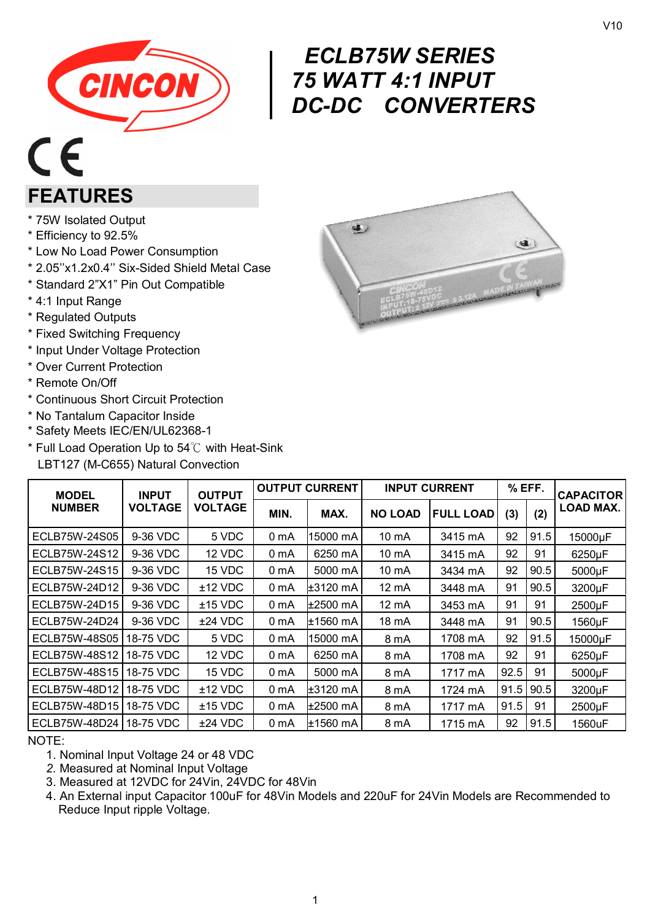# ECLB75W SERIES
# 75 WATT 4:1 INPUT
# DC-DC CONVERTERS

## FEATURES

* 75W Isolated Output
* Efficiency to 92.5%
* Low No Load Power Consumption
* 2.05''x1.2x0.4'' Six-Sided Shield Metal Case
* Standard 2"X1" Pin Out Compatible
* 4:1 Input Range
* Regulated Outputs
* Fixed Switching Frequency
* Input Under Voltage Protection
* Over Current Protection
* Remote On/Off
* Continuous Short Circuit Protection
* No Tantalum Capacitor Inside
* Safety Meets IEC/EN/UL62368-1
* Full Load Operation Up to 54℃ with Heat-Sink LBT127 (M-C655) Natural Convection

| MODEL NUMBER | INPUT VOLTAGE | OUTPUT VOLTAGE | OUTPUT CURRENT | | INPUT CURRENT | | % EFF. | | CAPACITOR LOAD MAX. |
|---|---|---|---|---|---|---|---|---|---|
| | | | MIN. | MAX. | NO LOAD | FULL LOAD | (3) | (2) | |
| ECLB75W-24S05 | 9-36 VDC | 5 VDC | 0 mA | 15000 mA | 10 mA | 3415 mA | 92 | 91.5 | 15000μF |
| ECLB75W-24S12 | 9-36 VDC | 12 VDC | 0 mA | 6250 mA | 10 mA | 3415 mA | 92 | 91 | 6250μF |
| ECLB75W-24S15 | 9-36 VDC | 15 VDC | 0 mA | 5000 mA | 10 mA | 3434 mA | 92 | 90.5 | 5000μF |
| ECLB75W-24D12 | 9-36 VDC | ±12 VDC | 0 mA | ±3120 mA | 12 mA | 3448 mA | 91 | 90.5 | 3200μF |
| ECLB75W-24D15 | 9-36 VDC | ±15 VDC | 0 mA | ±2500 mA | 12 mA | 3453 mA | 91 | 91 | 2500μF |
| ECLB75W-24D24 | 9-36 VDC | ±24 VDC | 0 mA | ±1560 mA | 18 mA | 3448 mA | 91 | 90.5 | 1560μF |
| ECLB75W-48S05 | 18-75 VDC | 5 VDC | 0 mA | 15000 mA | 8 mA | 1708 mA | 92 | 91.5 | 15000μF |
| ECLB75W-48S12 | 18-75 VDC | 12 VDC | 0 mA | 6250 mA | 8 mA | 1708 mA | 92 | 91 | 6250μF |
| ECLB75W-48S15 | 18-75 VDC | 15 VDC | 0 mA | 5000 mA | 8 mA | 1717 mA | 92.5 | 91 | 5000μF |
| ECLB75W-48D12 | 18-75 VDC | ±12 VDC | 0 mA | ±3120 mA | 8 mA | 1724 mA | 91.5 | 90.5 | 3200μF |
| ECLB75W-48D15 | 18-75 VDC | ±15 VDC | 0 mA | ±2500 mA | 8 mA | 1717 mA | 91.5 | 91 | 2500μF |
| ECLB75W-48D24 | 18-75 VDC | ±24 VDC | 0 mA | ±1560 mA | 8 mA | 1715 mA | 92 | 91.5 | 1560uF |

NOTE:

1. Nominal Input Voltage 24 or 48 VDC
2. Measured at Nominal Input Voltage
3. Measured at 12VDC for 24Vin, 24VDC for 48Vin
4. An External input Capacitor 100uF for 48Vin Models and 220uF for 24Vin Models are Recommended to Reduce Input ripple Voltage.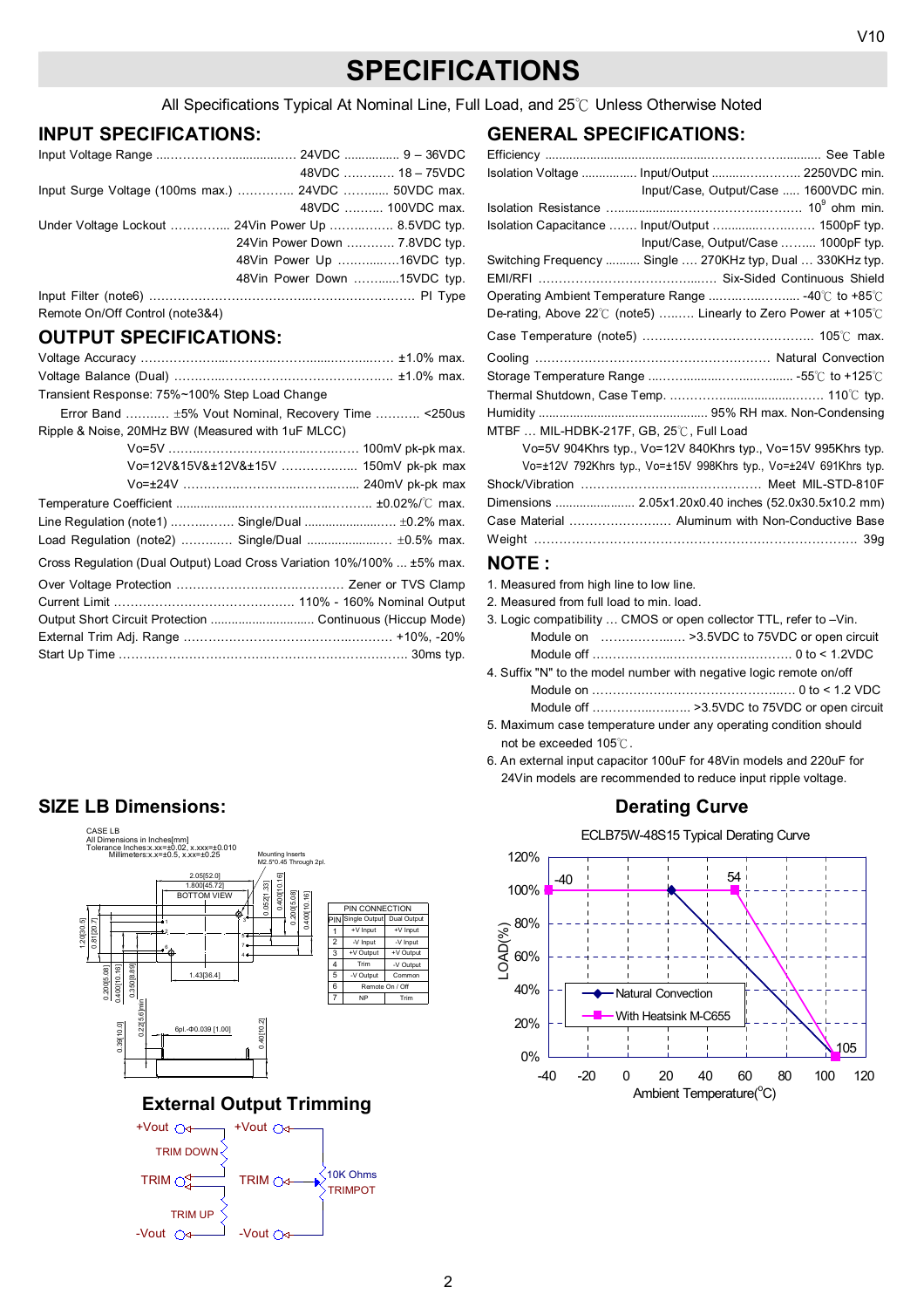# SPECIFICATIONS

All Specifications Typical At Nominal Line, Full Load, and 25℃ Unless Otherwise Noted

## INPUT SPECIFICATIONS:

Input Voltage Range ........................ 24VDC ................ 9 – 36VDC
48VDC ............ 18 – 75VDC

Input Surge Voltage (100ms max.) ............. 24VDC ........... 50VDC max.
48VDC .......... 100VDC max.

Under Voltage Lockout .............. 24Vin Power Up ................ 8.5VDC typ.
24Vin Power Down ........... 7.8VDC typ.
48Vin Power Up ...............16VDC typ.
48Vin Power Down ............15VDC typ.

Input Filter (note6) .......................................................... PI Type

Remote On/Off Control (note3&4)

## OUTPUT SPECIFICATIONS:

Voltage Accuracy .......................................................... ±1.0% max.

Voltage Balance (Dual) .................................................. ±1.0% max.

Transient Response: 75%~100% Step Load Change
Error Band .......... ±5% Vout Nominal, Recovery Time ........... <250us

Ripple & Noise, 20MHz BW (Measured with 1uF MLCC)
Vo=5V ................................................ 100mV pk-pk max.
Vo=12V&15V&±12V&±15V .................. 150mV pk-pk max
Vo=±24V ............................................ 240mV pk-pk max

Temperature Coefficient ................................................ ±0.02%/℃ max.

Line Regulation (note1) ............... Single/Dual ......................... ±0.2% max.

Load Regulation (note2) ............ Single/Dual ...................... ±0.5% max.

Cross Regulation (Dual Output) Load Cross Variation 10%/100% ... ±5% max.

Over Voltage Protection ......................................... Zener or TVS Clamp

Current Limit ............................................ 110% - 160% Nominal Output

Output Short Circuit Protection .............................. Continuous (Hiccup Mode)

External Trim Adj. Range ................................................... +10%, -20%

Start Up Time ...................................................................... 30ms typ.

## GENERAL SPECIFICATIONS:

Efficiency ........................................................................... See Table

Isolation Voltage ................ Input/Output ............................ 2250VDC min.
Input/Case, Output/Case ..... 1600VDC min.

Isolation Resistance ........................................................ $10^9$ ohm min.

Isolation Capacitance ....... Input/Output ................................ 1500pF typ.
Input/Case, Output/Case ......... 1000pF typ.

Switching Frequency .......... Single .... 270KHz typ, Dual ... 330KHz typ.

EMI/RFI .............................................. Six-Sided Continuous Shield

Operating Ambient Temperature Range ............................ -40℃ to +85℃

De-rating, Above 22℃ (note5) ......... Linearly to Zero Power at +105℃

Case Temperature (note5) ........................................... 105℃ max.

Cooling ........................................................... Natural Convection

Storage Temperature Range ........................................ -55℃ to +125℃

Thermal Shutdown, Case Temp. ............................................ 110℃ typ.

Humidity ................................................ 95% RH max. Non-Condensing

MTBF ... MIL-HDBK-217F, GB, 25℃, Full Load
Vo=5V 904Khrs typ., Vo=12V 840Khrs typ., Vo=15V 995Khrs typ.
Vo=±12V 792Khrs typ., Vo=±15V 998Khrs typ., Vo=±24V 691Khrs typ.

Shock/Vibration ............................................ Meet MIL-STD-810F

Dimensions ....................... 2.05x1.20x0.40 inches (52.0x30.5x10.2 mm)

Case Material ......................... Aluminum with Non-Conductive Base

Weight ................................................................................ 39g

## NOTE :

1. Measured from high line to low line.
2. Measured from full load to min. load.
3. Logic compatibility ... CMOS or open collector TTL, refer to –Vin.
   Module on ..................... >3.5VDC to 75VDC or open circuit
   Module off ................................................ 0 to < 1.2VDC
4. Suffix "N" to the model number with negative logic remote on/off
   Module on ................................................. 0 to < 1.2 VDC
   Module off ......................... >3.5VDC to 75VDC or open circuit
5. Maximum case temperature under any operating condition should not be exceeded 105℃.
6. An external input capacitor 100uF for 48Vin models and 220uF for 24Vin models are recommended to reduce input ripple voltage.

## SIZE LB Dimensions:

CASE LB
All Dimensions in Inches[mm]
Tolerance Inches:x.xx=±0.02, x.xxx=±0.010
Millimeters:x.x=±0.5, x.xx=±0.25

Mounting Inserts
M2.5*0.45 Through 2pl.

2.05[52.0]
1.800[45.72]
BOTTOM VIEW
1.43[36.4]
1.20[30.5]
0.81[20.7]
0.200[5.08]
0.400[10.16]
0.350[8.89]
0.05[1.33]
0.400[10.16]
0.200[5.08]
0.400[10.16]
0.22[5.6]min
0.39[10.0]
6pl.-Φ0.039 [1.00]
0.40[10.2]

PIN CONNECTION

| PIN | Single Output | Dual Output |
|---|---|---|
| 1 | +V Input | +V Input |
| 2 | -V Input | -V Input |
| 3 | +V Output | +V Output |
| 4 | Trim | -V Output |
| 5 | -V Output | Common |
| 6 | Remote On / Off | |
| 7 | NP | Trim |

## External Output Trimming

+Vout
TRIM DOWN
TRIM
TRIM UP
-Vout

+Vout
TRIM
10K Ohms
TRIMPOT
-Vout

## Derating Curve

ECLB75W-48S15 Typical Derating Curve

120%
100%
80%
60%
40%
20%
0%
LOAD(%)
-40
54
105
-40 -20 0 20 40 60 80 100 120
Ambient Temperature(°C)
Natural Convection
With Heatsink M-C655